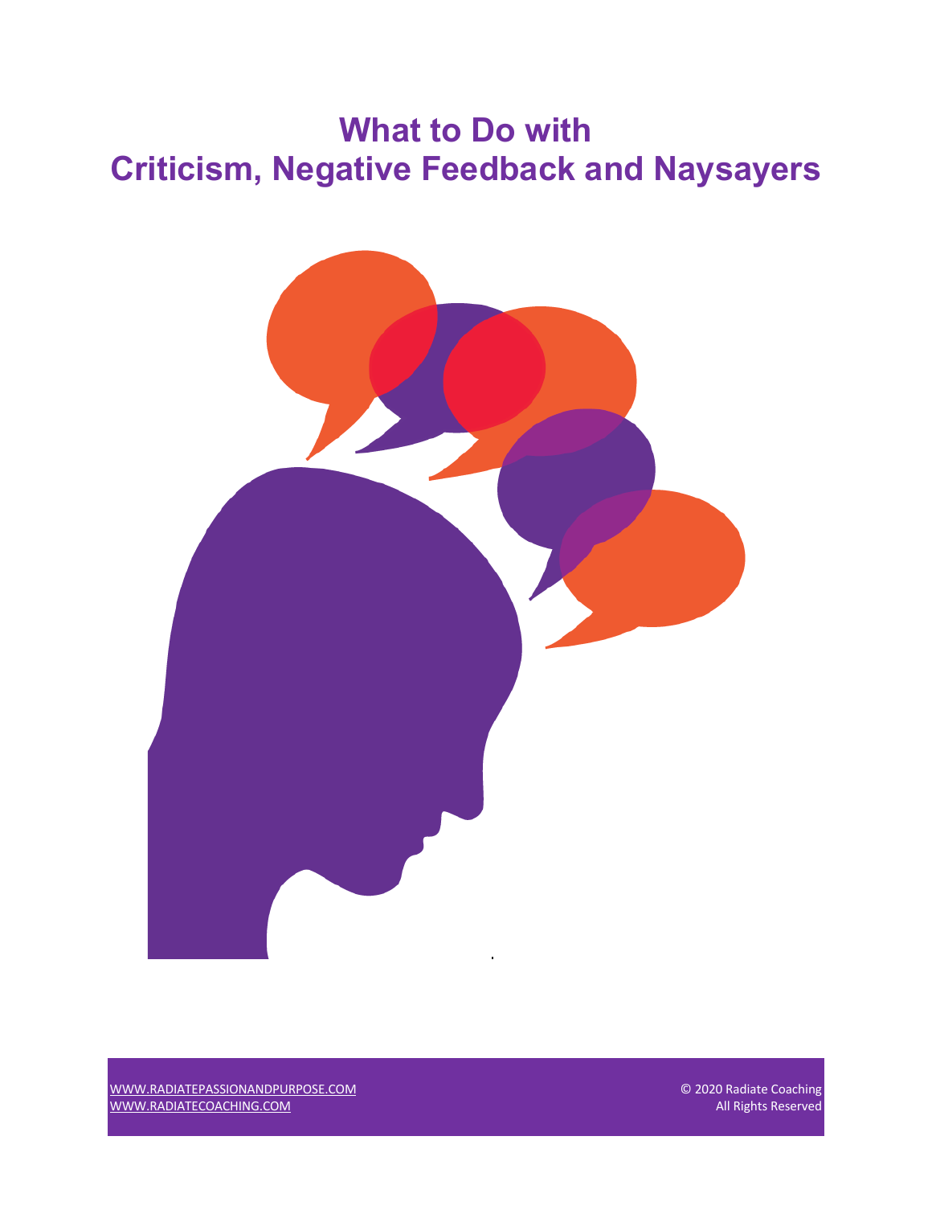# What to Do with Criticism, Negative Feedback and Naysayers

WWW.RADIATEPASSIONANDPURPOSE.COM
WWW.RADIATECOACHING.COM

© 2020 Radiate Coaching
All Rights Reserved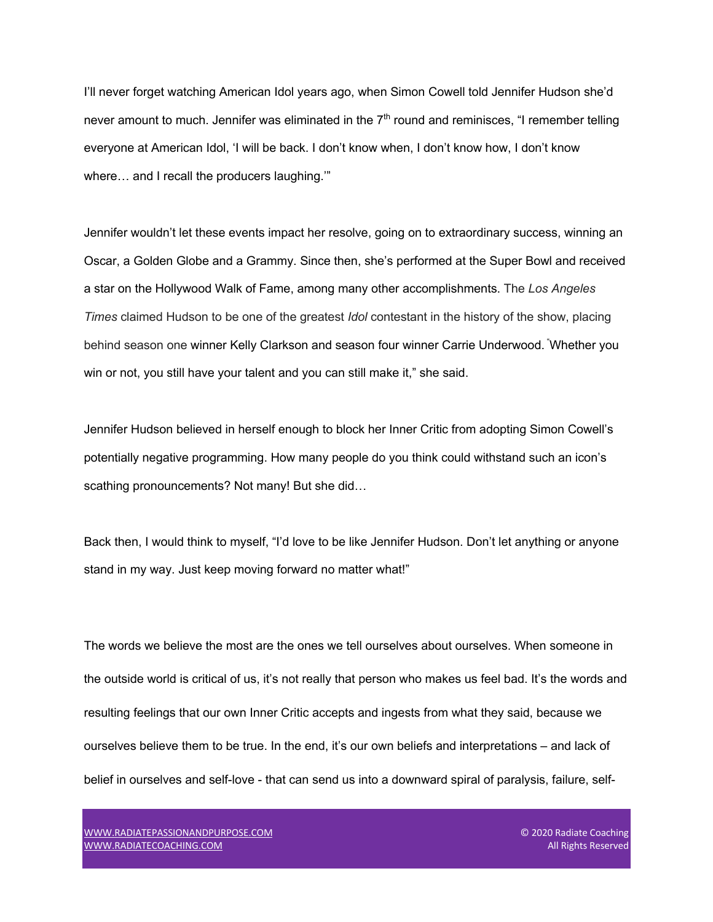I'll never forget watching American Idol years ago, when Simon Cowell told Jennifer Hudson she'd never amount to much. Jennifer was eliminated in the 7th round and reminisces, "I remember telling everyone at American Idol, 'I will be back. I don't know when, I don't know how, I don't know where… and I recall the producers laughing.'"

Jennifer wouldn't let these events impact her resolve, going on to extraordinary success, winning an Oscar, a Golden Globe and a Grammy. Since then, she's performed at the Super Bowl and received a star on the Hollywood Walk of Fame, among many other accomplishments. The *Los Angeles Times* claimed Hudson to be one of the greatest *Idol* contestant in the history of the show, placing behind season one winner Kelly Clarkson and season four winner Carrie Underwood. "Whether you win or not, you still have your talent and you can still make it," she said.

Jennifer Hudson believed in herself enough to block her Inner Critic from adopting Simon Cowell's potentially negative programming. How many people do you think could withstand such an icon's scathing pronouncements? Not many! But she did…

Back then, I would think to myself, "I'd love to be like Jennifer Hudson. Don't let anything or anyone stand in my way. Just keep moving forward no matter what!"

The words we believe the most are the ones we tell ourselves about ourselves. When someone in the outside world is critical of us, it's not really that person who makes us feel bad. It's the words and resulting feelings that our own Inner Critic accepts and ingests from what they said, because we ourselves believe them to be true. In the end, it's our own beliefs and interpretations – and lack of belief in ourselves and self-love - that can send us into a downward spiral of paralysis, failure, self-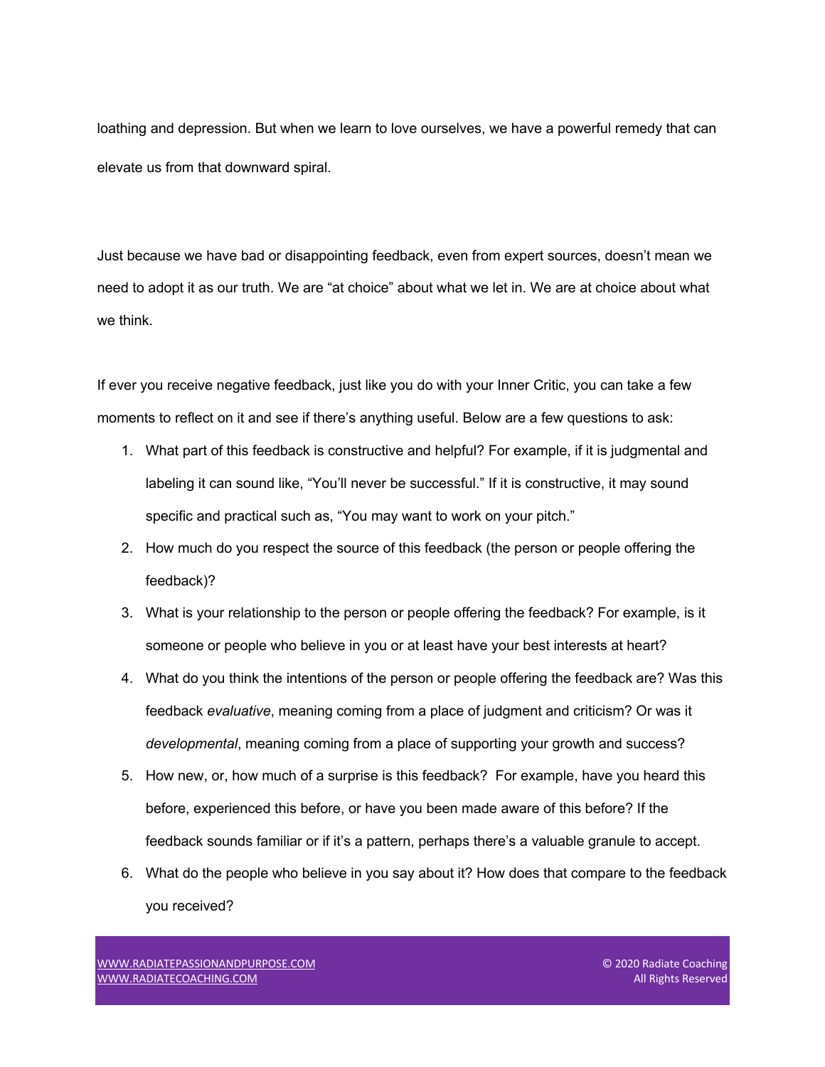loathing and depression. But when we learn to love ourselves, we have a powerful remedy that can elevate us from that downward spiral.

Just because we have bad or disappointing feedback, even from expert sources, doesn't mean we need to adopt it as our truth. We are "at choice" about what we let in. We are at choice about what we think.

If ever you receive negative feedback, just like you do with your Inner Critic, you can take a few moments to reflect on it and see if there's anything useful. Below are a few questions to ask:

1. What part of this feedback is constructive and helpful? For example, if it is judgmental and labeling it can sound like, "You'll never be successful." If it is constructive, it may sound specific and practical such as, "You may want to work on your pitch."
2. How much do you respect the source of this feedback (the person or people offering the feedback)?
3. What is your relationship to the person or people offering the feedback? For example, is it someone or people who believe in you or at least have your best interests at heart?
4. What do you think the intentions of the person or people offering the feedback are? Was this feedback *evaluative*, meaning coming from a place of judgment and criticism? Or was it *developmental*, meaning coming from a place of supporting your growth and success?
5. How new, or, how much of a surprise is this feedback? For example, have you heard this before, experienced this before, or have you been made aware of this before? If the feedback sounds familiar or if it's a pattern, perhaps there's a valuable granule to accept.
6. What do the people who believe in you say about it? How does that compare to the feedback you received?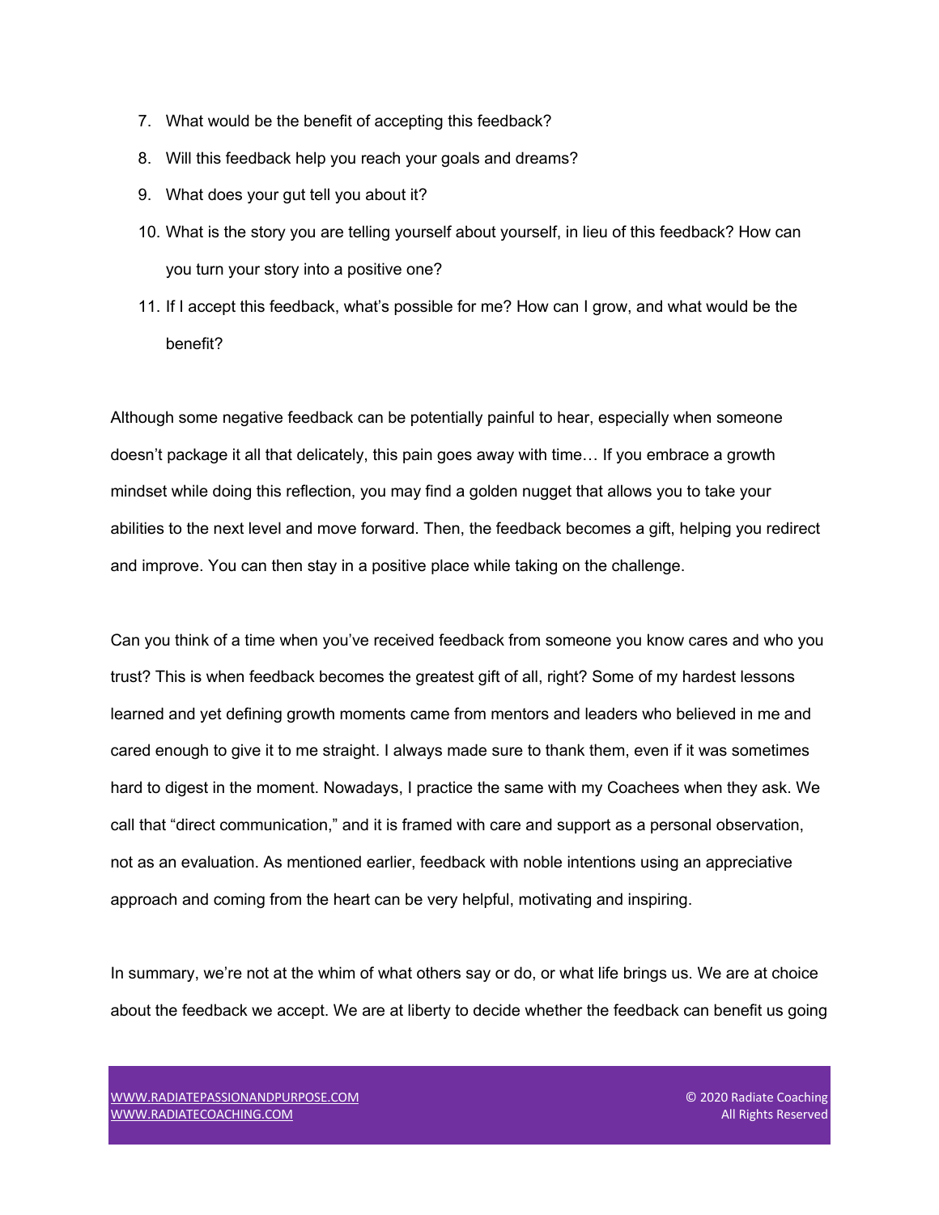7. What would be the benefit of accepting this feedback?
8. Will this feedback help you reach your goals and dreams?
9. What does your gut tell you about it?
10. What is the story you are telling yourself about yourself, in lieu of this feedback? How can you turn your story into a positive one?
11. If I accept this feedback, what's possible for me? How can I grow, and what would be the benefit?

Although some negative feedback can be potentially painful to hear, especially when someone doesn't package it all that delicately, this pain goes away with time… If you embrace a growth mindset while doing this reflection, you may find a golden nugget that allows you to take your abilities to the next level and move forward. Then, the feedback becomes a gift, helping you redirect and improve. You can then stay in a positive place while taking on the challenge.

Can you think of a time when you've received feedback from someone you know cares and who you trust? This is when feedback becomes the greatest gift of all, right? Some of my hardest lessons learned and yet defining growth moments came from mentors and leaders who believed in me and cared enough to give it to me straight. I always made sure to thank them, even if it was sometimes hard to digest in the moment. Nowadays, I practice the same with my Coachees when they ask. We call that "direct communication," and it is framed with care and support as a personal observation, not as an evaluation. As mentioned earlier, feedback with noble intentions using an appreciative approach and coming from the heart can be very helpful, motivating and inspiring.

In summary, we're not at the whim of what others say or do, or what life brings us. We are at choice about the feedback we accept. We are at liberty to decide whether the feedback can benefit us going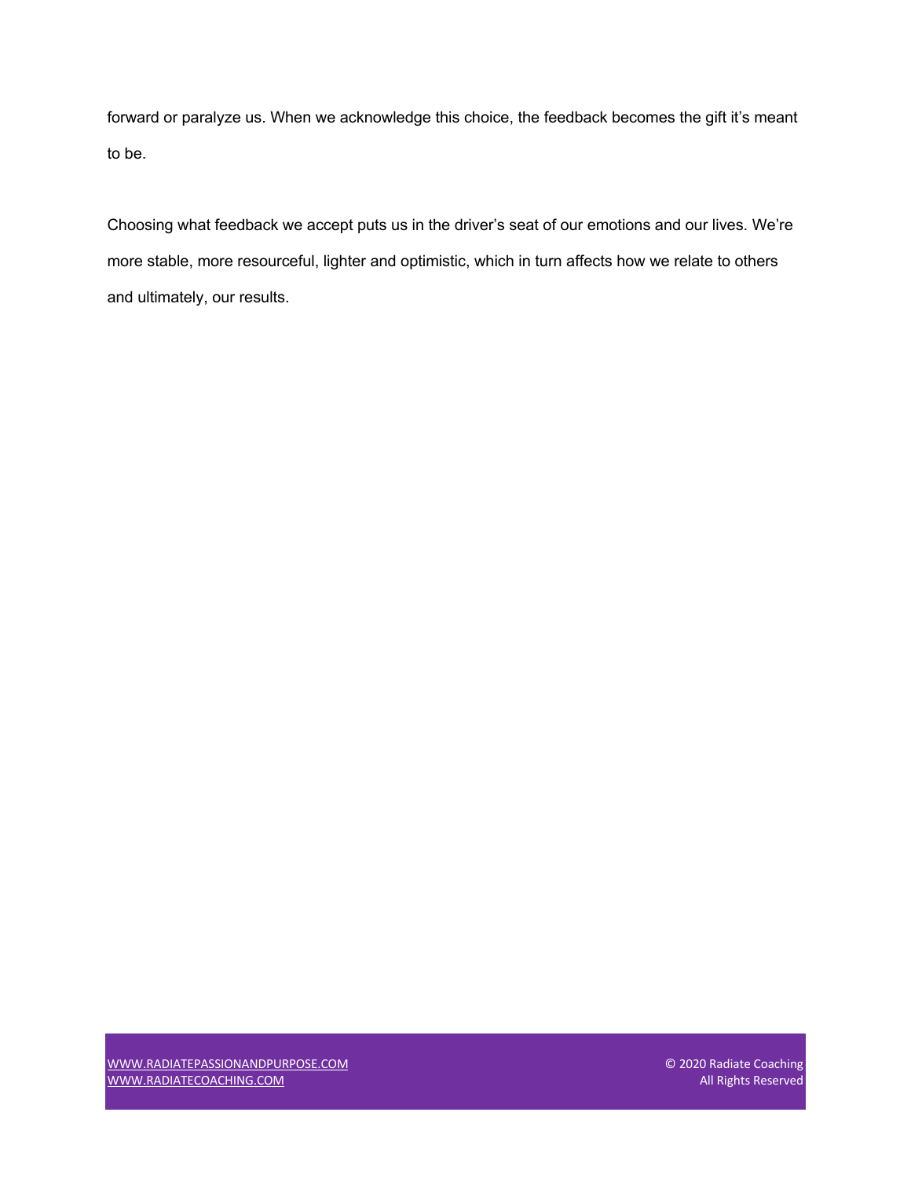forward or paralyze us. When we acknowledge this choice, the feedback becomes the gift it's meant to be.

Choosing what feedback we accept puts us in the driver's seat of our emotions and our lives. We're more stable, more resourceful, lighter and optimistic, which in turn affects how we relate to others and ultimately, our results.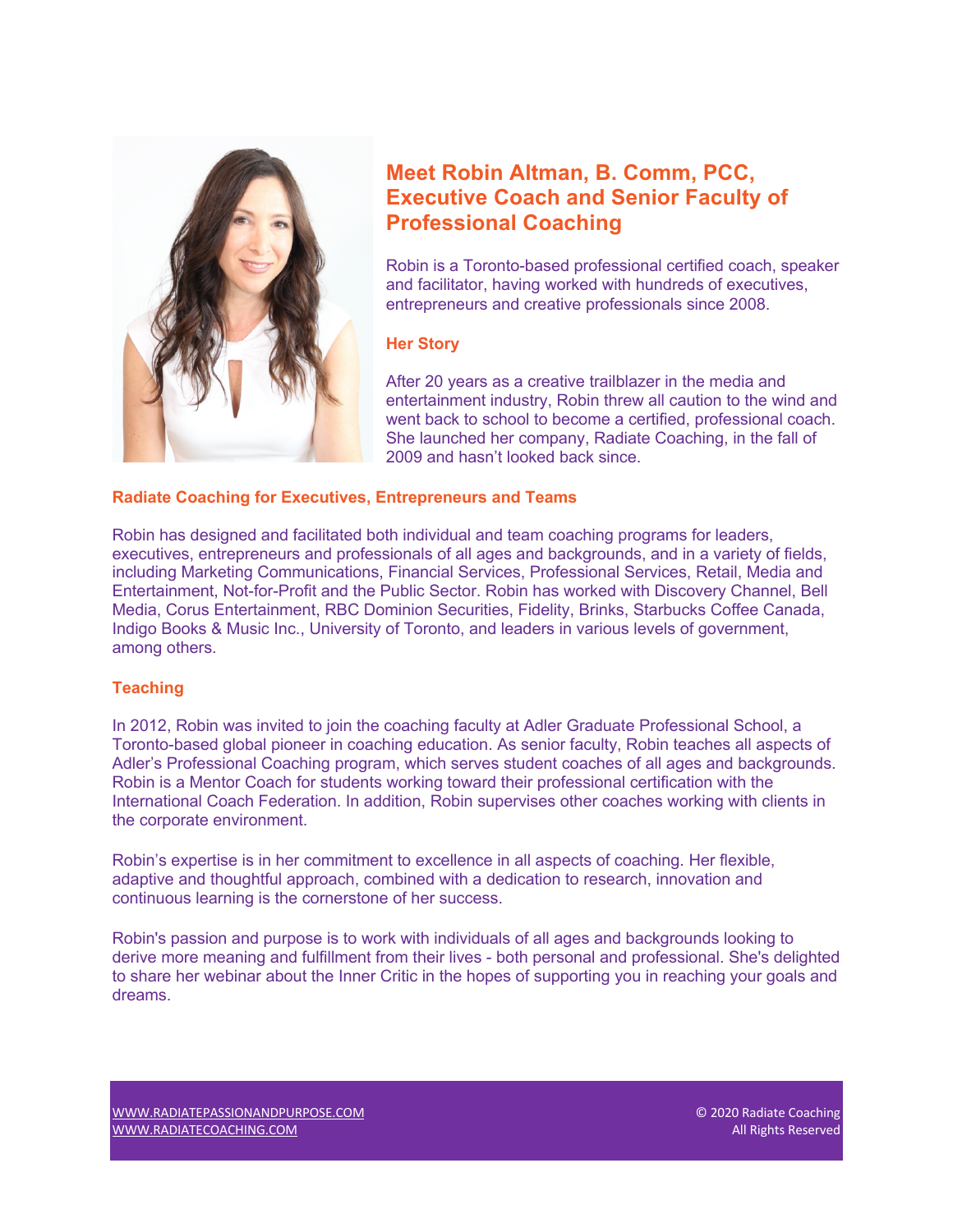## Meet Robin Altman, B. Comm, PCC, Executive Coach and Senior Faculty of Professional Coaching

Robin is a Toronto-based professional certified coach, speaker and facilitator, having worked with hundreds of executives, entrepreneurs and creative professionals since 2008.

### Her Story

After 20 years as a creative trailblazer in the media and entertainment industry, Robin threw all caution to the wind and went back to school to become a certified, professional coach. She launched her company, Radiate Coaching, in the fall of 2009 and hasn't looked back since.

### Radiate Coaching for Executives, Entrepreneurs and Teams

Robin has designed and facilitated both individual and team coaching programs for leaders, executives, entrepreneurs and professionals of all ages and backgrounds, and in a variety of fields, including Marketing Communications, Financial Services, Professional Services, Retail, Media and Entertainment, Not-for-Profit and the Public Sector. Robin has worked with Discovery Channel, Bell Media, Corus Entertainment, RBC Dominion Securities, Fidelity, Brinks, Starbucks Coffee Canada, Indigo Books & Music Inc., University of Toronto, and leaders in various levels of government, among others.

### Teaching

In 2012, Robin was invited to join the coaching faculty at Adler Graduate Professional School, a Toronto-based global pioneer in coaching education. As senior faculty, Robin teaches all aspects of Adler's Professional Coaching program, which serves student coaches of all ages and backgrounds. Robin is a Mentor Coach for students working toward their professional certification with the International Coach Federation. In addition, Robin supervises other coaches working with clients in the corporate environment.

Robin's expertise is in her commitment to excellence in all aspects of coaching. Her flexible, adaptive and thoughtful approach, combined with a dedication to research, innovation and continuous learning is the cornerstone of her success.

Robin's passion and purpose is to work with individuals of all ages and backgrounds looking to derive more meaning and fulfillment from their lives - both personal and professional. She's delighted to share her webinar about the Inner Critic in the hopes of supporting you in reaching your goals and dreams.

WWW.RADIATEPASSIONANDPURPOSE.COM
WWW.RADIATECOACHING.COM

© 2020 Radiate Coaching
All Rights Reserved